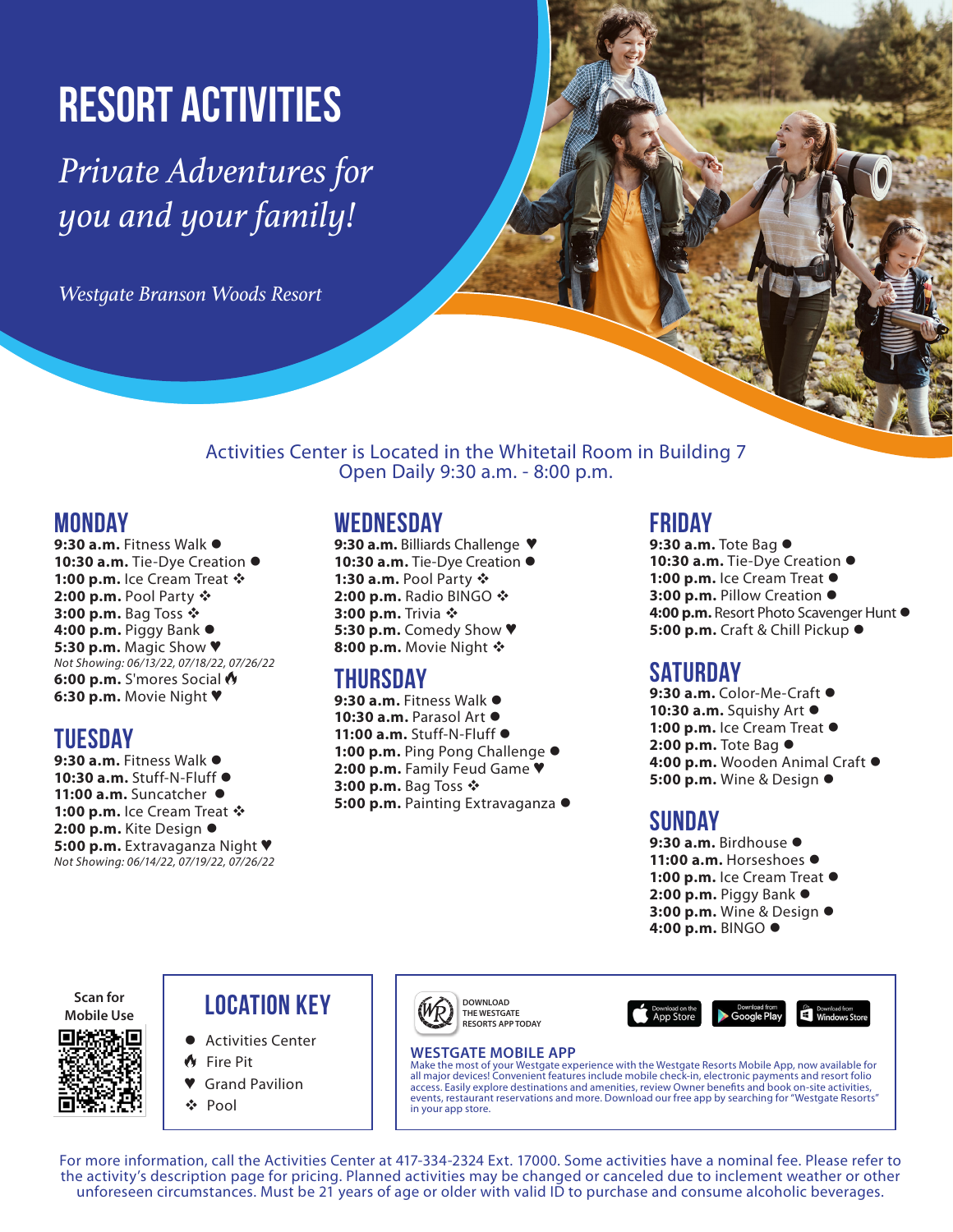# RESORT ACTIVITIES

*Private Adventures for you and your family!*

*Westgate Branson Woods Resort*

Activities Center is Located in the Whitetail Room in Building 7
Open Daily 9:30 a.m. - 8:00 p.m.

## MONDAY

**9:30 a.m.** Fitness Walk ●
**10:30 a.m.** Tie-Dye Creation ●
**1:00 p.m.** Ice Cream Treat ❖
**2:00 p.m.** Pool Party ❖
**3:00 p.m.** Bag Toss ❖
**4:00 p.m.** Piggy Bank ●
**5:30 p.m.** Magic Show ♥
*Not Showing: 06/13/22, 07/18/22, 07/26/22*
**6:00 p.m.** S'mores Social 🔥
**6:30 p.m.** Movie Night ♥

## TUESDAY

**9:30 a.m.** Fitness Walk ●
**10:30 a.m.** Stuff-N-Fluff ●
**11:00 a.m.** Suncatcher ●
**1:00 p.m.** Ice Cream Treat ❖
**2:00 p.m.** Kite Design ●
**5:00 p.m.** Extravaganza Night ♥
*Not Showing: 06/14/22, 07/19/22, 07/26/22*

## WEDNESDAY

**9:30 a.m.** Billiards Challenge ♥
**10:30 a.m.** Tie-Dye Creation ●
**1:30 a.m.** Pool Party ❖
**2:00 p.m.** Radio BINGO ❖
**3:00 p.m.** Trivia ❖
**5:30 p.m.** Comedy Show ♥
**8:00 p.m.** Movie Night ❖

## THURSDAY

**9:30 a.m.** Fitness Walk ●
**10:30 a.m.** Parasol Art ●
**11:00 a.m.** Stuff-N-Fluff ●
**1:00 p.m.** Ping Pong Challenge ●
**2:00 p.m.** Family Feud Game ♥
**3:00 p.m.** Bag Toss ❖
**5:00 p.m.** Painting Extravaganza ●

## FRIDAY

**9:30 a.m.** Tote Bag ●
**10:30 a.m.** Tie-Dye Creation ●
**1:00 p.m.** Ice Cream Treat ●
**3:00 p.m.** Pillow Creation ●
**4:00 p.m.** Resort Photo Scavenger Hunt ●
**5:00 p.m.** Craft & Chill Pickup ●

## SATURDAY

**9:30 a.m.** Color-Me-Craft ●
**10:30 a.m.** Squishy Art ●
**1:00 p.m.** Ice Cream Treat ●
**2:00 p.m.** Tote Bag ●
**4:00 p.m.** Wooden Animal Craft ●
**5:00 p.m.** Wine & Design ●

## SUNDAY

**9:30 a.m.** Birdhouse ●
**11:00 a.m.** Horseshoes ●
**1:00 p.m.** Ice Cream Treat ●
**2:00 p.m.** Piggy Bank ●
**3:00 p.m.** Wine & Design ●
**4:00 p.m.** BINGO ●

Scan for Mobile Use

## LOCATION KEY

- ● Activities Center
- 🔥 Fire Pit
- ♥ Grand Pavilion
- ❖ Pool

DOWNLOAD THE WESTGATE RESORTS APP TODAY

Download on the App Store | Download from Google Play | Download from Windows Store

**WESTGATE MOBILE APP**

Make the most of your Westgate experience with the Westgate Resorts Mobile App, now available for all major devices! Convenient features include mobile check-in, electronic payments and resort folio access. Easily explore destinations and amenities, review Owner benefits and book on-site activities, events, restaurant reservations and more. Download our free app by searching for "Westgate Resorts" in your app store.

For more information, call the Activities Center at 417-334-2324 Ext. 17000. Some activities have a nominal fee. Please refer to the activity's description page for pricing. Planned activities may be changed or canceled due to inclement weather or other unforeseen circumstances. Must be 21 years of age or older with valid ID to purchase and consume alcoholic beverages.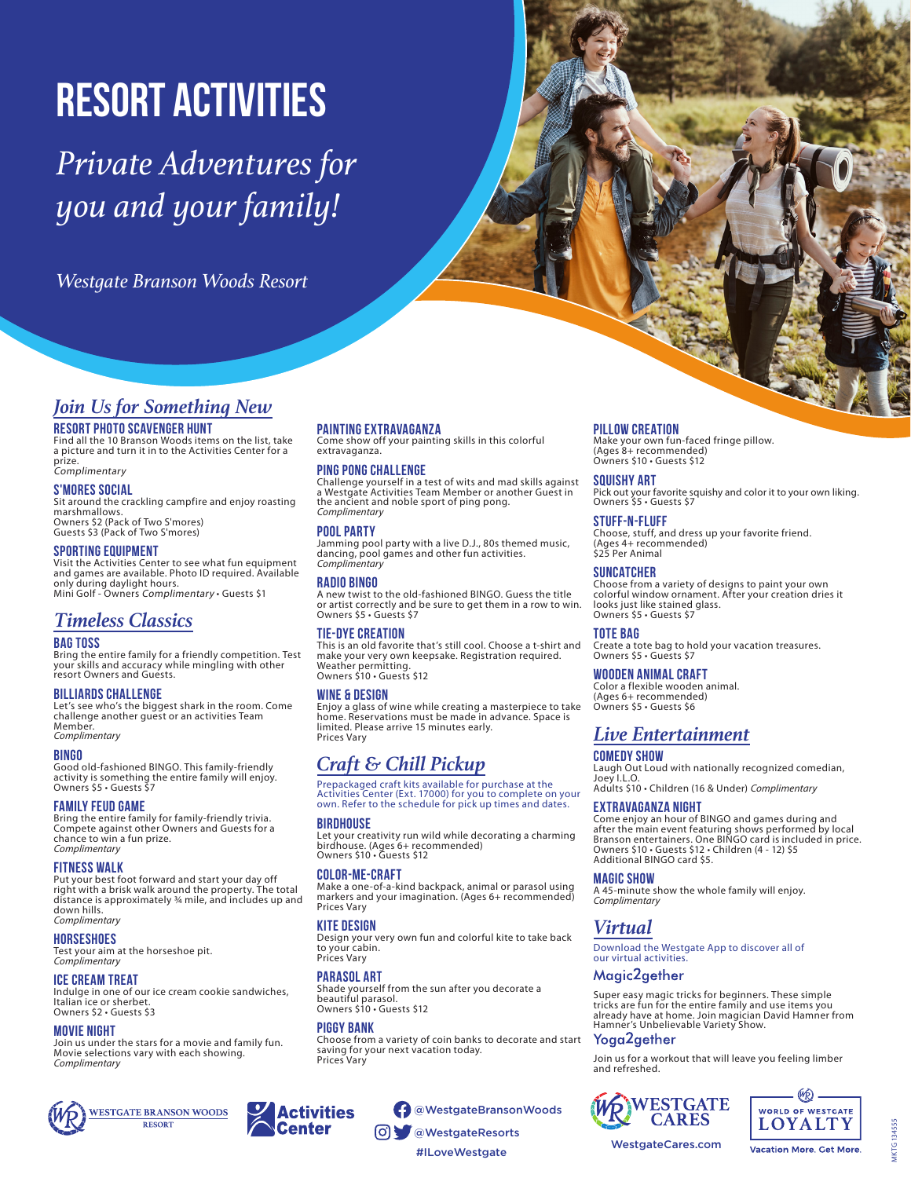# RESORT ACTIVITIES

*Private Adventures for you and your family!*

*Westgate Branson Woods Resort*

## *Join Us for Something New*

### RESORT PHOTO SCAVENGER HUNT
Find all the 10 Branson Woods items on the list, take a picture and turn it in to the Activities Center for a prize.
*Complimentary*

### S'MORES SOCIAL
Sit around the crackling campfire and enjoy roasting marshmallows.
Owners $2 (Pack of Two S'mores)
Guests $3 (Pack of Two S'mores)

### SPORTING EQUIPMENT
Visit the Activities Center to see what fun equipment and games are available. Photo ID required. Available only during daylight hours.
Mini Golf - Owners *Complimentary* • Guests $1

## *Timeless Classics*

### BAG TOSS
Bring the entire family for a friendly competition. Test your skills and accuracy while mingling with other resort Owners and Guests.

### BILLIARDS CHALLENGE
Let's see who's the biggest shark in the room. Come challenge another guest or an activities Team Member.
*Complimentary*

### BINGO
Good old-fashioned BINGO. This family-friendly activity is something the entire family will enjoy.
Owners $5 • Guests $7

### FAMILY FEUD GAME
Bring the entire family for family-friendly trivia. Compete against other Owners and Guests for a chance to win a fun prize.
*Complimentary*

### FITNESS WALK
Put your best foot forward and start your day off right with a brisk walk around the property. The total distance is approximately ¾ mile, and includes up and down hills.
*Complimentary*

### HORSESHOES
Test your aim at the horseshoe pit.
*Complimentary*

### ICE CREAM TREAT
Indulge in one of our ice cream cookie sandwiches, Italian ice or sherbet.
Owners $2 • Guests $3

### MOVIE NIGHT
Join us under the stars for a movie and family fun. Movie selections vary with each showing.
*Complimentary*

### PAINTING EXTRAVAGANZA
Come show off your painting skills in this colorful extravaganza.

### PING PONG CHALLENGE
Challenge yourself in a test of wits and mad skills against a Westgate Activities Team Member or another Guest in the ancient and noble sport of ping pong.
*Complimentary*

### POOL PARTY
Jamming pool party with a live D.J., 80s themed music, dancing, pool games and other fun activities.
*Complimentary*

### RADIO BINGO
A new twist to the old-fashioned BINGO. Guess the title or artist correctly and be sure to get them in a row to win.
Owners $5 • Guests $7

### TIE-DYE CREATION
This is an old favorite that's still cool. Choose a t-shirt and make your very own keepsake. Registration required. Weather permitting.
Owners $10 • Guests $12

### WINE & DESIGN
Enjoy a glass of wine while creating a masterpiece to take home. Reservations must be made in advance. Space is limited. Please arrive 15 minutes early.
Prices Vary

## *Craft & Chill Pickup*

Prepackaged craft kits available for purchase at the Activities Center (Ext. 17000) for you to complete on your own. Refer to the schedule for pick up times and dates.

### BIRDHOUSE
Let your creativity run wild while decorating a charming birdhouse. (Ages 6+ recommended)
Owners $10 • Guests $12

### COLOR-ME-CRAFT
Make a one-of-a-kind backpack, animal or parasol using markers and your imagination. (Ages 6+ recommended)
Prices Vary

### KITE DESIGN
Design your very own fun and colorful kite to take back to your cabin.
Prices Vary

### PARASOL ART
Shade yourself from the sun after you decorate a beautiful parasol.
Owners $10 • Guests $12

### PIGGY BANK
Choose from a variety of coin banks to decorate and start saving for your next vacation today.
Prices Vary

### PILLOW CREATION
Make your own fun-faced fringe pillow.
(Ages 8+ recommended)
Owners $10 • Guests $12

### SQUISHY ART
Pick out your favorite squishy and color it to your own liking.
Owners $5 • Guests $7

### STUFF-N-FLUFF
Choose, stuff, and dress up your favorite friend.
(Ages 4+ recommended)
$25 Per Animal

### SUNCATCHER
Choose from a variety of designs to paint your own colorful window ornament. After your creation dries it looks just like stained glass.
Owners $5 • Guests $7

### TOTE BAG
Create a tote bag to hold your vacation treasures.
Owners $5 • Guests $7

### WOODEN ANIMAL CRAFT
Color a flexible wooden animal.
(Ages 6+ recommended)
Owners $5 • Guests $6

## *Live Entertainment*

### COMEDY SHOW
Laugh Out Loud with nationally recognized comedian, Joey I.L.O.
Adults $10 • Children (16 & Under) *Complimentary*

### EXTRAVAGANZA NIGHT
Come enjoy an hour of BINGO and games during and after the main event featuring shows performed by local Branson entertainers. One BINGO card is included in price.
Owners $10 • Guests $12 • Children (4 - 12) $5
Additional BINGO card $5.

### MAGIC SHOW
A 45-minute show the whole family will enjoy.
*Complimentary*

## *Virtual*

Download the Westgate App to discover all of our virtual activities.

### Magic2gether
Super easy magic tricks for beginners. These simple tricks are fun for the entire family and use items you already have at home. Join magician David Hamner from Hamner's Unbelievable Variety Show.

### Yoga2gether
Join us for a workout that will leave you feeling limber and refreshed.

WESTGATE BRANSON WOODS RESORT

Activities Center

@WestgateBransonWoods
@WestgateResorts
#ILoveWestgate

WESTGATE CARES
WestgateCares.com

WORLD OF WESTGATE LOYALTY
Vacation More. Get More.

MKTG 134555